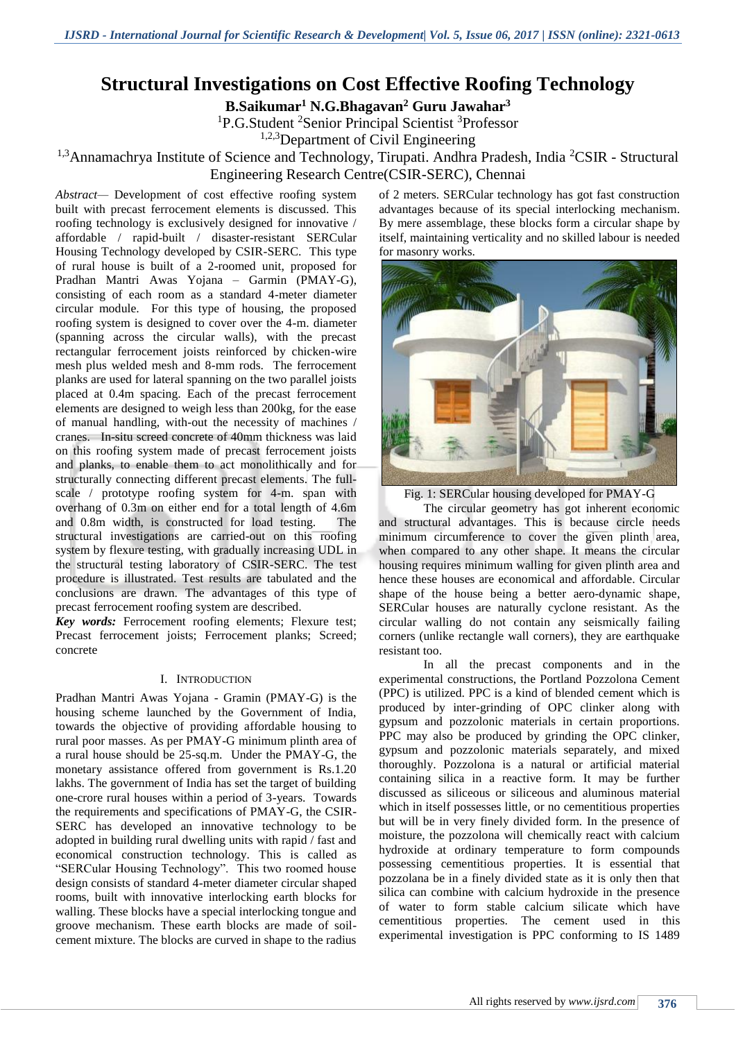# Structural Investigations on Cost Effective Roofing Technology

**B.Saikumar[1] N.G.Bhagavan[2] Guru Jawahar[3]**

[1]P.G.Student [2]Senior Principal Scientist [3]Professor

[1,2,3]Department of Civil Engineering

[1,3]Annamachrya Institute of Science and Technology, Tirupati. Andhra Pradesh, India [2]CSIR - Structural Engineering Research Centre(CSIR-SERC), Chennai

*Abstract*— Development of cost effective roofing system built with precast ferrocement elements is discussed. This roofing technology is exclusively designed for innovative / affordable / rapid-built / disaster-resistant SERCular Housing Technology developed by CSIR-SERC. This type of rural house is built of a 2-roomed unit, proposed for Pradhan Mantri Awas Yojana – Garmin (PMAY-G), consisting of each room as a standard 4-meter diameter circular module. For this type of housing, the proposed roofing system is designed to cover over the 4-m. diameter (spanning across the circular walls), with the precast rectangular ferrocement joists reinforced by chicken-wire mesh plus welded mesh and 8-mm rods. The ferrocement planks are used for lateral spanning on the two parallel joists placed at 0.4m spacing. Each of the precast ferrocement elements are designed to weigh less than 200kg, for the ease of manual handling, with-out the necessity of machines / cranes. In-situ screed concrete of 40mm thickness was laid on this roofing system made of precast ferrocement joists and planks, to enable them to act monolithically and for structurally connecting different precast elements. The full-scale / prototype roofing system for 4-m. span with overhang of 0.3m on either end for a total length of 4.6m and 0.8m width, is constructed for load testing. The structural investigations are carried-out on this roofing system by flexure testing, with gradually increasing UDL in the structural testing laboratory of CSIR-SERC. The test procedure is illustrated. Test results are tabulated and the conclusions are drawn. The advantages of this type of precast ferrocement roofing system are described.

***Key words:*** Ferrocement roofing elements; Flexure test; Precast ferrocement joists; Ferrocement planks; Screed; concrete

## I. Introduction

Pradhan Mantri Awas Yojana - Gramin (PMAY-G) is the housing scheme launched by the Government of India, towards the objective of providing affordable housing to rural poor masses. As per PMAY-G minimum plinth area of a rural house should be 25-sq.m. Under the PMAY-G, the monetary assistance offered from government is Rs.1.20 lakhs. The government of India has set the target of building one-crore rural houses within a period of 3-years. Towards the requirements and specifications of PMAY-G, the CSIR-SERC has developed an innovative technology to be adopted in building rural dwelling units with rapid / fast and economical construction technology. This is called as "SERCular Housing Technology". This two roomed house design consists of standard 4-meter diameter circular shaped rooms, built with innovative interlocking earth blocks for walling. These blocks have a special interlocking tongue and groove mechanism. These earth blocks are made of soil-cement mixture. The blocks are curved in shape to the radius of 2 meters. SERCular technology has got fast construction advantages because of its special interlocking mechanism. By mere assemblage, these blocks form a circular shape by itself, maintaining verticality and no skilled labour is needed for masonry works.

Fig. 1: SERCular housing developed for PMAY-G

The circular geometry has got inherent economic and structural advantages. This is because circle needs minimum circumference to cover the given plinth area, when compared to any other shape. It means the circular housing requires minimum walling for given plinth area and hence these houses are economical and affordable. Circular shape of the house being a better aero-dynamic shape, SERCular houses are naturally cyclone resistant. As the circular walling do not contain any seismically failing corners (unlike rectangle wall corners), they are earthquake resistant too.

In all the precast components and in the experimental constructions, the Portland Pozzolona Cement (PPC) is utilized. PPC is a kind of blended cement which is produced by inter-grinding of OPC clinker along with gypsum and pozzolonic materials in certain proportions. PPC may also be produced by grinding the OPC clinker, gypsum and pozzolonic materials separately, and mixed thoroughly. Pozzolona is a natural or artificial material containing silica in a reactive form. It may be further discussed as siliceous or siliceous and aluminous material which in itself possesses little, or no cementitious properties but will be in very finely divided form. In the presence of moisture, the pozzolona will chemically react with calcium hydroxide at ordinary temperature to form compounds possessing cementitious properties. It is essential that pozzolana be in a finely divided state as it is only then that silica can combine with calcium hydroxide in the presence of water to form stable calcium silicate which have cementitious properties. The cement used in this experimental investigation is PPC conforming to IS 1489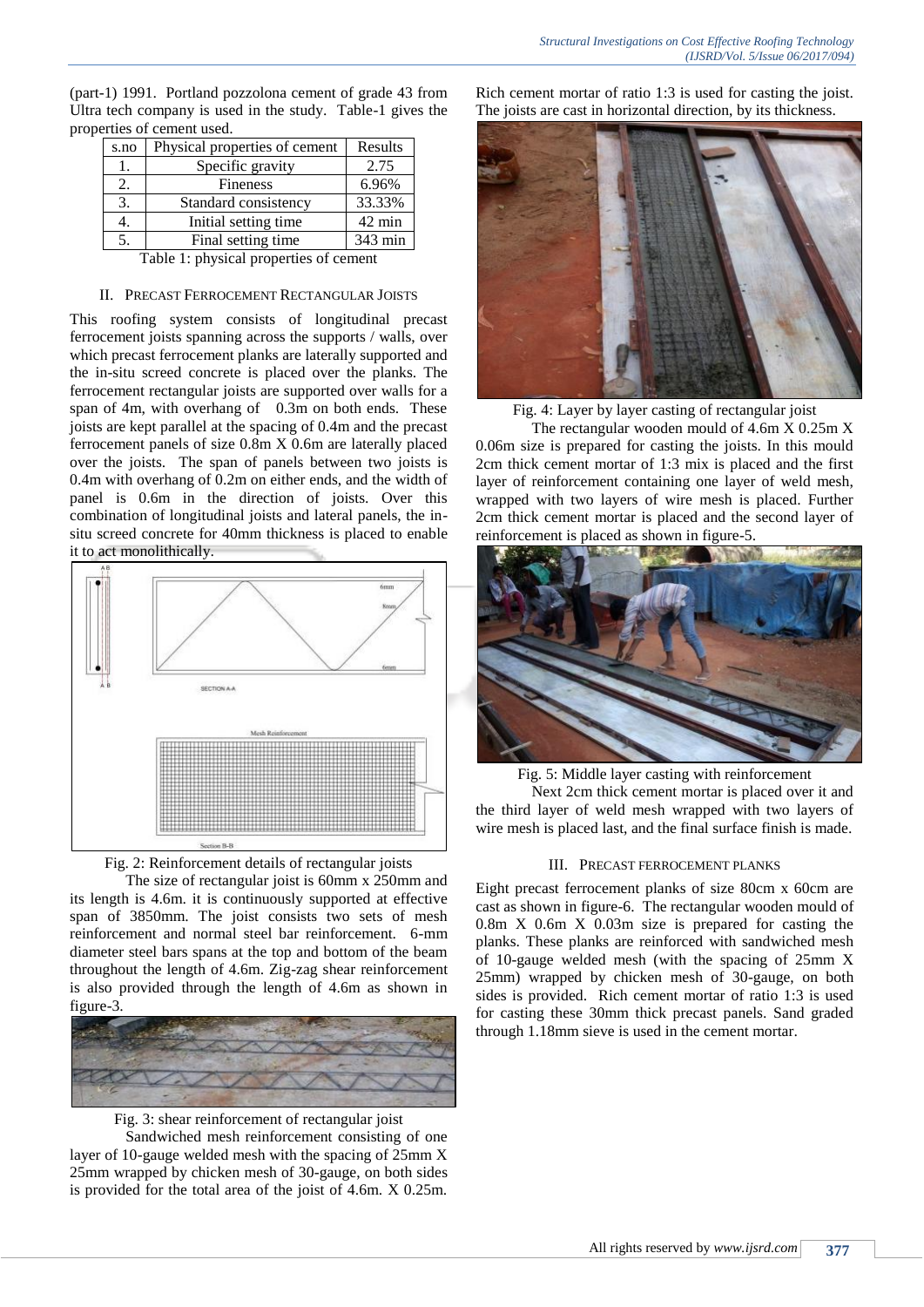(part-1) 1991. Portland pozzolona cement of grade 43 from Ultra tech company is used in the study. Table-1 gives the properties of cement used.

| s.no | Physical properties of cement | Results |
|---|---|---|
| 1. | Specific gravity | 2.75 |
| 2. | Fineness | 6.96% |
| 3. | Standard consistency | 33.33% |
| 4. | Initial setting time | 42 min |
| 5. | Final setting time | 343 min |

Table 1: physical properties of cement

## II. PRECAST FERROCEMENT RECTANGULAR JOISTS

This roofing system consists of longitudinal precast ferrocement joists spanning across the supports / walls, over which precast ferrocement planks are laterally supported and the in-situ screed concrete is placed over the planks. The ferrocement rectangular joists are supported over walls for a span of 4m, with overhang of 0.3m on both ends. These joists are kept parallel at the spacing of 0.4m and the precast ferrocement panels of size 0.8m X 0.6m are laterally placed over the joists. The span of panels between two joists is 0.4m with overhang of 0.2m on either ends, and the width of panel is 0.6m in the direction of joists. Over this combination of longitudinal joists and lateral panels, the in-situ screed concrete for 40mm thickness is placed to enable it to act monolithically.

Fig. 2: Reinforcement details of rectangular joists

The size of rectangular joist is 60mm x 250mm and its length is 4.6m. it is continuously supported at effective span of 3850mm. The joist consists two sets of mesh reinforcement and normal steel bar reinforcement. 6-mm diameter steel bars spans at the top and bottom of the beam throughout the length of 4.6m. Zig-zag shear reinforcement is also provided through the length of 4.6m as shown in figure-3.

Fig. 3: shear reinforcement of rectangular joist

Sandwiched mesh reinforcement consisting of one layer of 10-gauge welded mesh with the spacing of 25mm X 25mm wrapped by chicken mesh of 30-gauge, on both sides is provided for the total area of the joist of 4.6m. X 0.25m. Rich cement mortar of ratio 1:3 is used for casting the joist. The joists are cast in horizontal direction, by its thickness.

Fig. 4: Layer by layer casting of rectangular joist

The rectangular wooden mould of 4.6m X 0.25m X 0.06m size is prepared for casting the joists. In this mould 2cm thick cement mortar of 1:3 mix is placed and the first layer of reinforcement containing one layer of weld mesh, wrapped with two layers of wire mesh is placed. Further 2cm thick cement mortar is placed and the second layer of reinforcement is placed as shown in figure-5.

Fig. 5: Middle layer casting with reinforcement

Next 2cm thick cement mortar is placed over it and the third layer of weld mesh wrapped with two layers of wire mesh is placed last, and the final surface finish is made.

## III. PRECAST FERROCEMENT PLANKS

Eight precast ferrocement planks of size 80cm x 60cm are cast as shown in figure-6. The rectangular wooden mould of 0.8m X 0.6m X 0.03m size is prepared for casting the planks. These planks are reinforced with sandwiched mesh of 10-gauge welded mesh (with the spacing of 25mm X 25mm) wrapped by chicken mesh of 30-gauge, on both sides is provided. Rich cement mortar of ratio 1:3 is used for casting these 30mm thick precast panels. Sand graded through 1.18mm sieve is used in the cement mortar.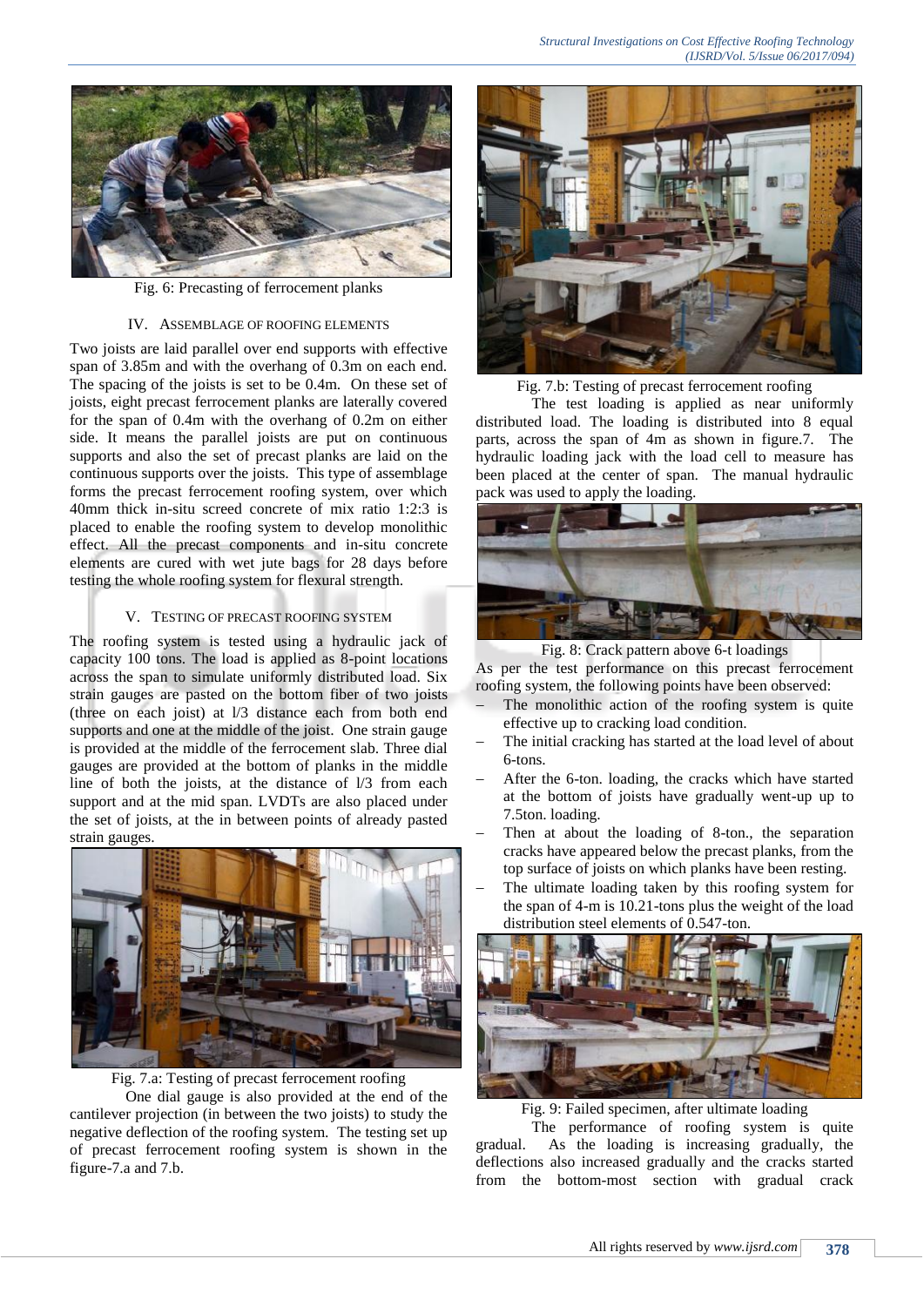Fig. 6: Precasting of ferrocement planks

## IV. ASSEMBLAGE OF ROOFING ELEMENTS

Two joists are laid parallel over end supports with effective span of 3.85m and with the overhang of 0.3m on each end. The spacing of the joists is set to be 0.4m. On these set of joists, eight precast ferrocement planks are laterally covered for the span of 0.4m with the overhang of 0.2m on either side. It means the parallel joists are put on continuous supports and also the set of precast planks are laid on the continuous supports over the joists. This type of assemblage forms the precast ferrocement roofing system, over which 40mm thick in-situ screed concrete of mix ratio 1:2:3 is placed to enable the roofing system to develop monolithic effect. All the precast and in-situ concrete elements are cured with wet jute bags for 28 days before testing the whole roofing system for flexural strength.

## V. TESTING OF PRECAST ROOFING SYSTEM

The roofing system is tested using a hydraulic jack of capacity 100 tons. The load is applied as 8-point locations across the span to simulate uniformly distributed load. Six strain gauges are pasted on the bottom fiber of two joists (three on each joist) at l/3 distance each from both end supports and one at the middle of the joist. One strain gauge is provided at the middle of the ferrocement slab. Three dial gauges are provided at the bottom of planks in the middle line of both the joists, at the distance of l/3 from each support and at the mid span. LVDTs are also placed under the set of joists, at the in between points of already pasted strain gauges.

Fig. 7.a: Testing of precast ferrocement roofing

One dial gauge is also provided at the end of the cantilever projection (in between the two joists) to study the negative deflection of the roofing system. The testing set up of precast ferrocement roofing system is shown in the figure-7.a and 7.b.

Fig. 7.b: Testing of precast ferrocement roofing

The test loading is applied as near uniformly distributed load. The loading is distributed into 8 equal parts, across the span of 4m as shown in figure.7. The hydraulic loading jack with the load cell to measure has been placed at the center of span. The manual hydraulic pack was used to apply the loading.

Fig. 8: Crack pattern above 6-t loadings

As per the test performance on this precast ferrocement roofing system, the following points have been observed:

- The monolithic action of the roofing system is quite effective up to cracking load condition.
- The initial cracking has started at the load level of about 6-tons.
- After the 6-ton. loading, the cracks which have started at the bottom of joists have gradually went-up up to 7.5ton. loading.
- Then at about the loading of 8-ton., the separation cracks have appeared below the precast planks, from the top surface of joists on which planks have been resting.
- The ultimate loading taken by this roofing system for the span of 4-m is 10.21-tons plus the weight of the load distribution steel elements of 0.547-ton.

Fig. 9: Failed specimen, after ultimate loading

The performance of roofing system is quite gradual. As the loading is increasing gradually, the deflections also increased gradually and the cracks started from the bottom-most section with gradual crack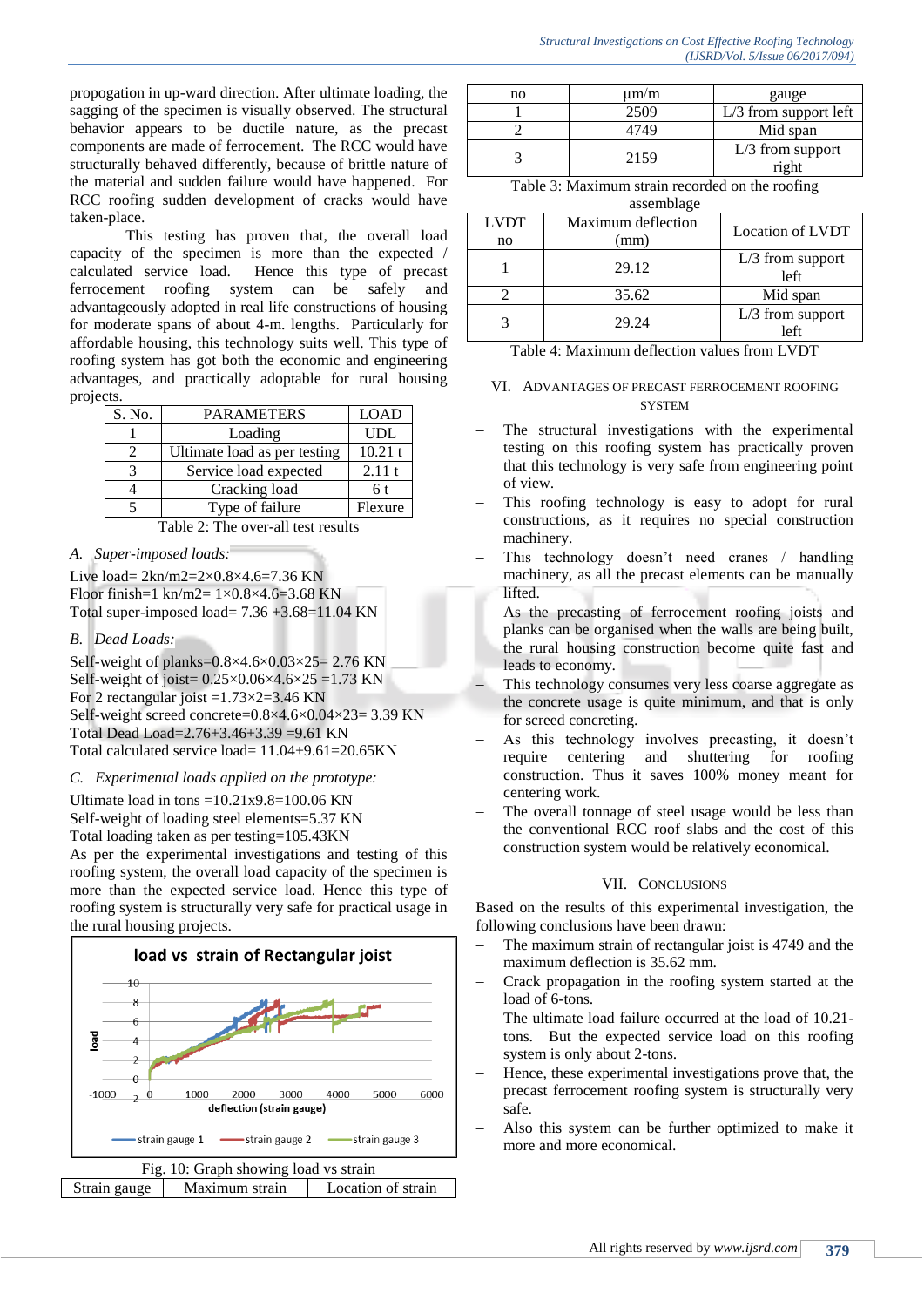propogation in up-ward direction. After ultimate loading, the sagging of the specimen is visually observed. The structural behavior appears to be ductile nature, as the precast components are made of ferrocement. The RCC would have structurally behaved differently, because of brittle nature of the material and sudden failure would have happened. For RCC roofing sudden development of cracks would have taken-place.

This testing has proven that, the overall load capacity of the specimen is more than the expected / calculated service load. Hence this type of precast ferrocement roofing system can be safely and advantageously adopted in real life constructions of housing for moderate spans of about 4-m. lengths. Particularly for affordable housing, this technology suits well. This type of roofing system has got both the economic and engineering advantages, and practically adoptable for rural housing projects.

| S. No. | PARAMETERS | LOAD |
|---|---|---|
| 1 | Loading | UDL |
| 2 | Ultimate load as per testing | 10.21 t |
| 3 | Service load expected | 2.11 t |
| 4 | Cracking load | 6 t |
| 5 | Type of failure | Flexure |

Table 2: The over-all test results

*A. Super-imposed loads:*

Live load= 2kn/m2=2×0.8×4.6=7.36 KN
Floor finish=1 kn/m2= 1×0.8×4.6=3.68 KN
Total super-imposed load= 7.36 +3.68=11.04 KN

*B. Dead Loads:*

Self-weight of planks=0.8×4.6×0.03×25= 2.76 KN
Self-weight of joist= 0.25×0.06×4.6×25 =1.73 KN
For 2 rectangular joist =1.73×2=3.46 KN
Self-weight screed concrete=0.8×4.6×0.04×23= 3.39 KN
Total Dead Load=2.76+3.46+3.39 =9.61 KN
Total calculated service load= 11.04+9.61=20.65KN

*C. Experimental loads applied on the prototype:*

Ultimate load in tons =10.21x9.8=100.06 KN
Self-weight of loading steel elements=5.37 KN
Total loading taken as per testing=105.43KN

As per the experimental investigations and testing of this roofing system, the overall load capacity of the specimen is more than the expected service load. Hence this type of roofing system is structurally very safe for practical usage in the rural housing projects.

Fig. 10: Graph showing load vs strain

| Strain gauge no | Maximum strain µm/m | Location of strain gauge |
|---|---|---|
| 1 | 2509 | L/3 from support left |
| 2 | 4749 | Mid span |
| 3 | 2159 | L/3 from support right |

Table 3: Maximum strain recorded on the roofing assemblage

| LVDT no | Maximum deflection (mm) | Location of LVDT |
|---|---|---|
| 1 | 29.12 | L/3 from support left |
| 2 | 35.62 | Mid span |
| 3 | 29.24 | L/3 from support left |

Table 4: Maximum deflection values from LVDT

## VI. Advantages of Precast Ferrocement Roofing System

- The structural investigations with the experimental testing on this roofing system has practically proven that this technology is very safe from engineering point of view.
- This roofing technology is easy to adopt for rural constructions, as it requires no special construction machinery.
- This technology doesn't need cranes / handling machinery, as all the precast elements can be manually lifted.
- As the precasting of ferrocement roofing joists and planks can be organised when the walls are being built, the rural housing construction become quite fast and leads to economy.
- This technology consumes very less coarse aggregate as the concrete usage is quite minimum, and that is only for screed concreting.
- As this technology involves precasting, it doesn't require centering and shuttering for roofing construction. Thus it saves 100% money meant for centering work.
- The overall tonnage of steel usage would be less than the conventional RCC roof slabs and the cost of this construction system would be relatively economical.

## VII. Conclusions

Based on the results of this experimental investigation, the following conclusions have been drawn:

- The maximum strain of rectangular joist is 4749 and the maximum deflection is 35.62 mm.
- Crack propagation in the roofing system started at the load of 6-tons.
- The ultimate load failure occurred at the load of 10.21-tons. But the expected service load on this roofing system is only about 2-tons.
- Hence, these experimental investigations prove that, the precast ferrocement roofing system is structurally very safe.
- Also this system can be further optimized to make it more and more economical.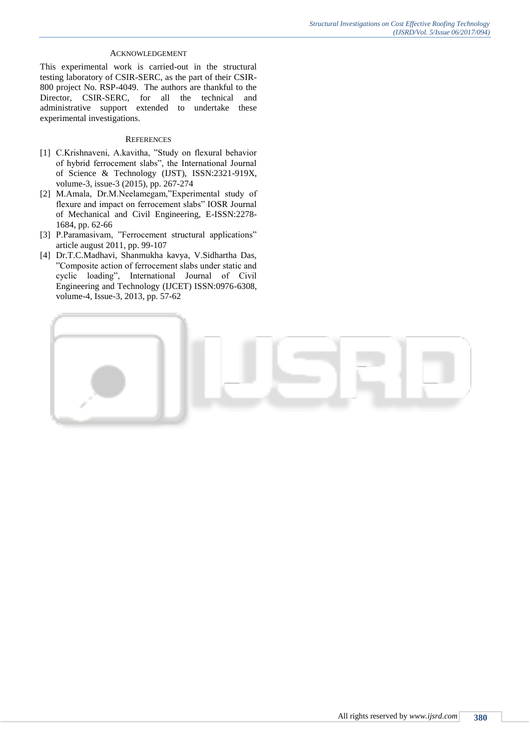## ACKNOWLEDGEMENT

This experimental work is carried-out in the structural testing laboratory of CSIR-SERC, as the part of their CSIR-800 project No. RSP-4049. The authors are thankful to the Director, CSIR-SERC, for all the technical and administrative support extended to undertake these experimental investigations.

## REFERENCES

[1] C.Krishnaveni, A.kavitha, "Study on flexural behavior of hybrid ferrocement slabs", the International Journal of Science & Technology (IJST), ISSN:2321-919X, volume-3, issue-3 (2015), pp. 267-274

[2] M.Amala, Dr.M.Neelamegam,"Experimental study of flexure and impact on ferrocement slabs" IOSR Journal of Mechanical and Civil Engineering, E-ISSN:2278-1684, pp. 62-66

[3] P.Paramasivam, "Ferrocement structural applications" article august 2011, pp. 99-107

[4] Dr.T.C.Madhavi, Shanmukha kavya, V.Sidhartha Das, "Composite action of ferrocement slabs under static and cyclic loading", International Journal of Civil Engineering and Technology (IJCET) ISSN:0976-6308, volume-4, Issue-3, 2013, pp. 57-62